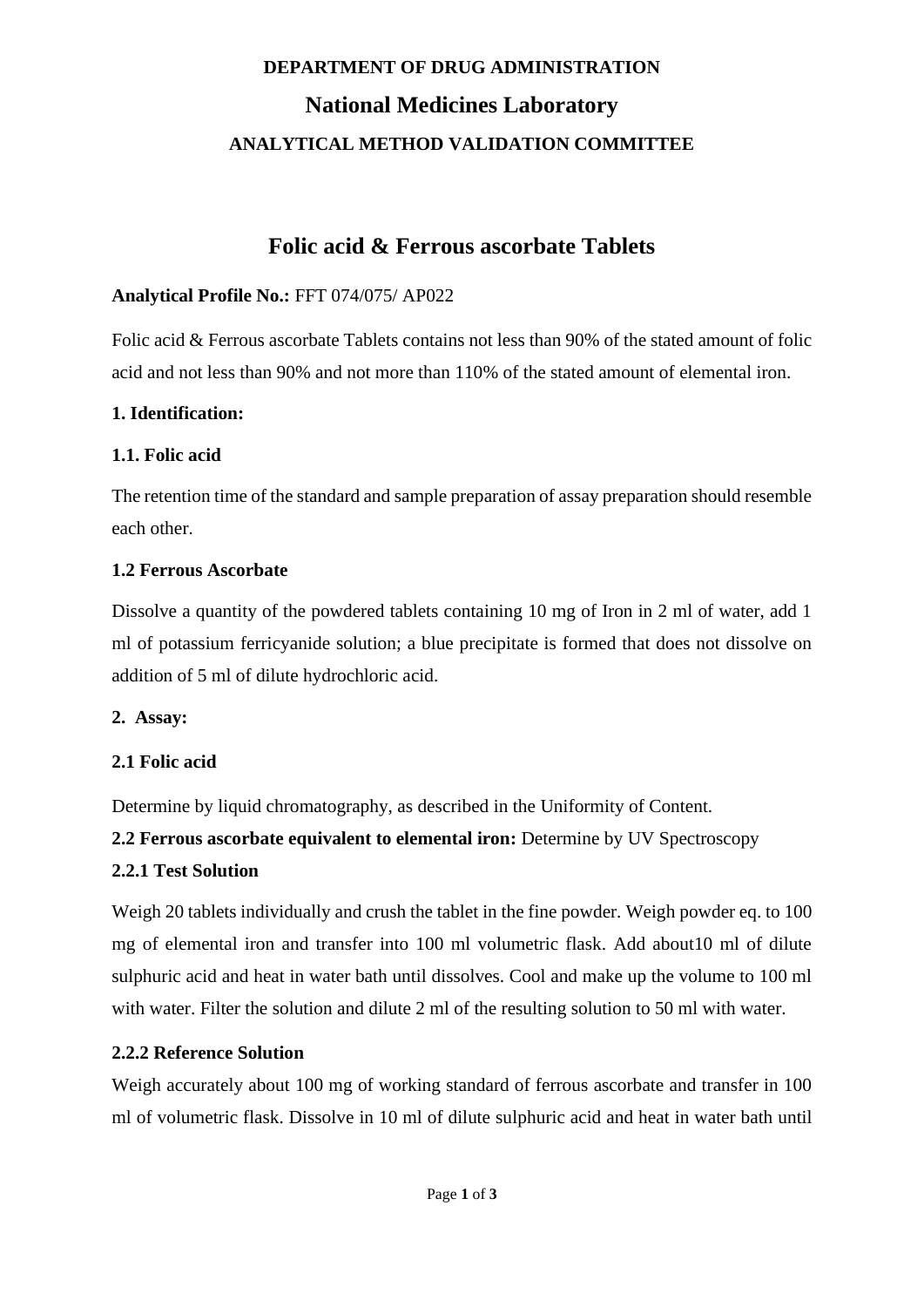**DEPARTMENT OF DRUG ADMINISTRATION**

**National Medicines Laboratory**

**ANALYTICAL METHOD VALIDATION COMMITTEE**

# Folic acid & Ferrous ascorbate Tablets

**Analytical Profile No.:** FFT 074/075/ AP022

Folic acid & Ferrous ascorbate Tablets contains not less than 90% of the stated amount of folic acid and not less than 90% and not more than 110% of the stated amount of elemental iron.

### 1. Identification:

#### 1.1. Folic acid

The retention time of the standard and sample preparation of assay preparation should resemble each other.

#### 1.2 Ferrous Ascorbate

Dissolve a quantity of the powdered tablets containing 10 mg of Iron in 2 ml of water, add 1 ml of potassium ferricyanide solution; a blue precipitate is formed that does not dissolve on addition of 5 ml of dilute hydrochloric acid.

### 2. Assay:

#### 2.1 Folic acid

Determine by liquid chromatography, as described in the Uniformity of Content.

**2.2 Ferrous ascorbate equivalent to elemental iron:** Determine by UV Spectroscopy

#### 2.2.1 Test Solution

Weigh 20 tablets individually and crush the tablet in the fine powder. Weigh powder eq. to 100 mg of elemental iron and transfer into 100 ml volumetric flask. Add about10 ml of dilute sulphuric acid and heat in water bath until dissolves. Cool and make up the volume to 100 ml with water. Filter the solution and dilute 2 ml of the resulting solution to 50 ml with water.

#### 2.2.2 Reference Solution

Weigh accurately about 100 mg of working standard of ferrous ascorbate and transfer in 100 ml of volumetric flask. Dissolve in 10 ml of dilute sulphuric acid and heat in water bath until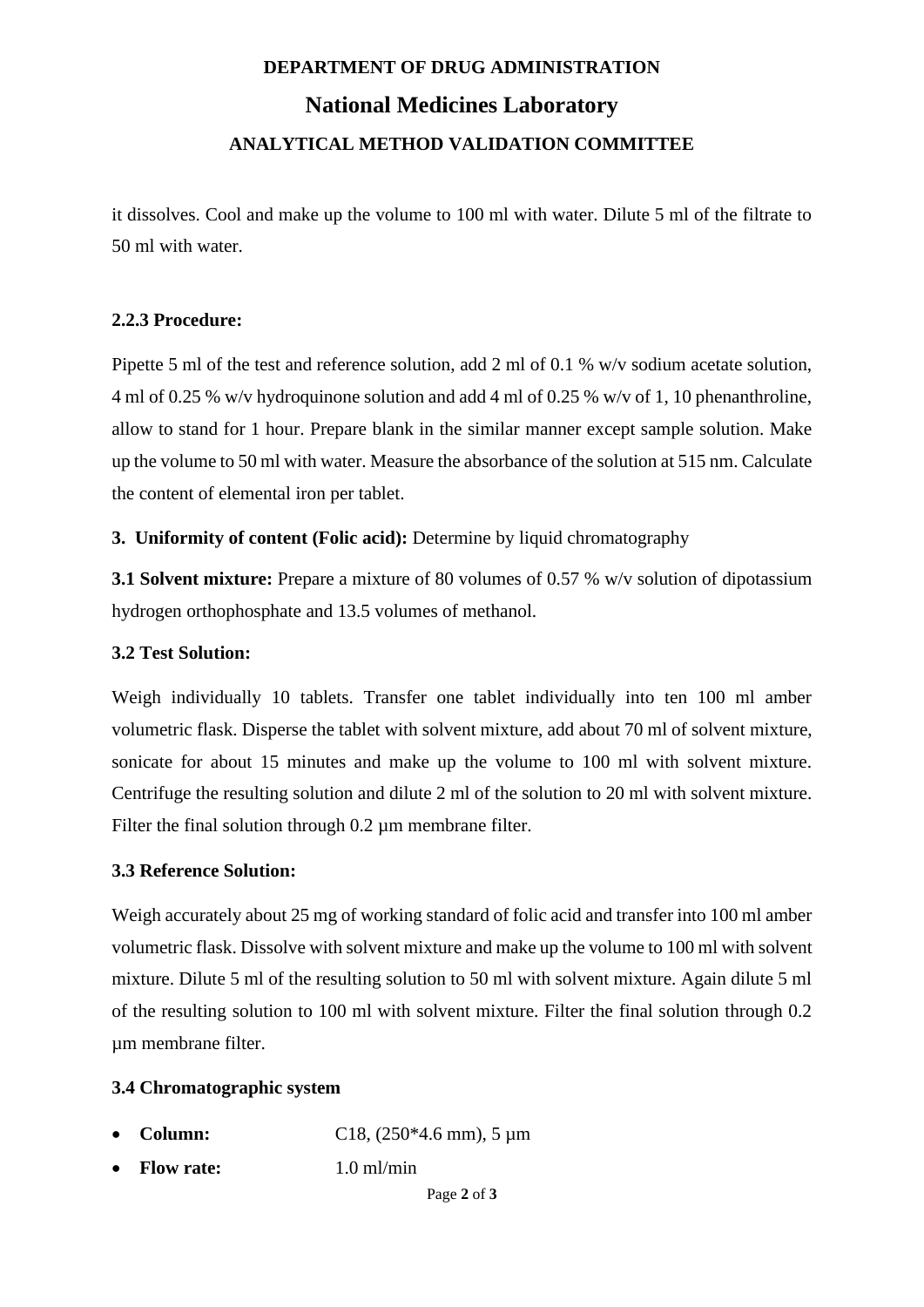it dissolves. Cool and make up the volume to 100 ml with water. Dilute 5 ml of the filtrate to 50 ml with water.

**2.2.3 Procedure:**

Pipette 5 ml of the test and reference solution, add 2 ml of 0.1 % w/v sodium acetate solution, 4 ml of 0.25 % w/v hydroquinone solution and add 4 ml of 0.25 % w/v of 1, 10 phenanthroline, allow to stand for 1 hour. Prepare blank in the similar manner except sample solution. Make up the volume to 50 ml with water. Measure the absorbance of the solution at 515 nm. Calculate the content of elemental iron per tablet.

**3. Uniformity of content (Folic acid):** Determine by liquid chromatography

**3.1 Solvent mixture:** Prepare a mixture of 80 volumes of 0.57 % w/v solution of dipotassium hydrogen orthophosphate and 13.5 volumes of methanol.

**3.2 Test Solution:**

Weigh individually 10 tablets. Transfer one tablet individually into ten 100 ml amber volumetric flask. Disperse the tablet with solvent mixture, add about 70 ml of solvent mixture, sonicate for about 15 minutes and make up the volume to 100 ml with solvent mixture. Centrifuge the resulting solution and dilute 2 ml of the solution to 20 ml with solvent mixture. Filter the final solution through 0.2 µm membrane filter.

**3.3 Reference Solution:**

Weigh accurately about 25 mg of working standard of folic acid and transfer into 100 ml amber volumetric flask. Dissolve with solvent mixture and make up the volume to 100 ml with solvent mixture. Dilute 5 ml of the resulting solution to 50 ml with solvent mixture. Again dilute 5 ml of the resulting solution to 100 ml with solvent mixture. Filter the final solution through 0.2 µm membrane filter.

**3.4 Chromatographic system**

- **Column:** C18, (250*4.6 mm), 5 µm
- **Flow rate:** 1.0 ml/min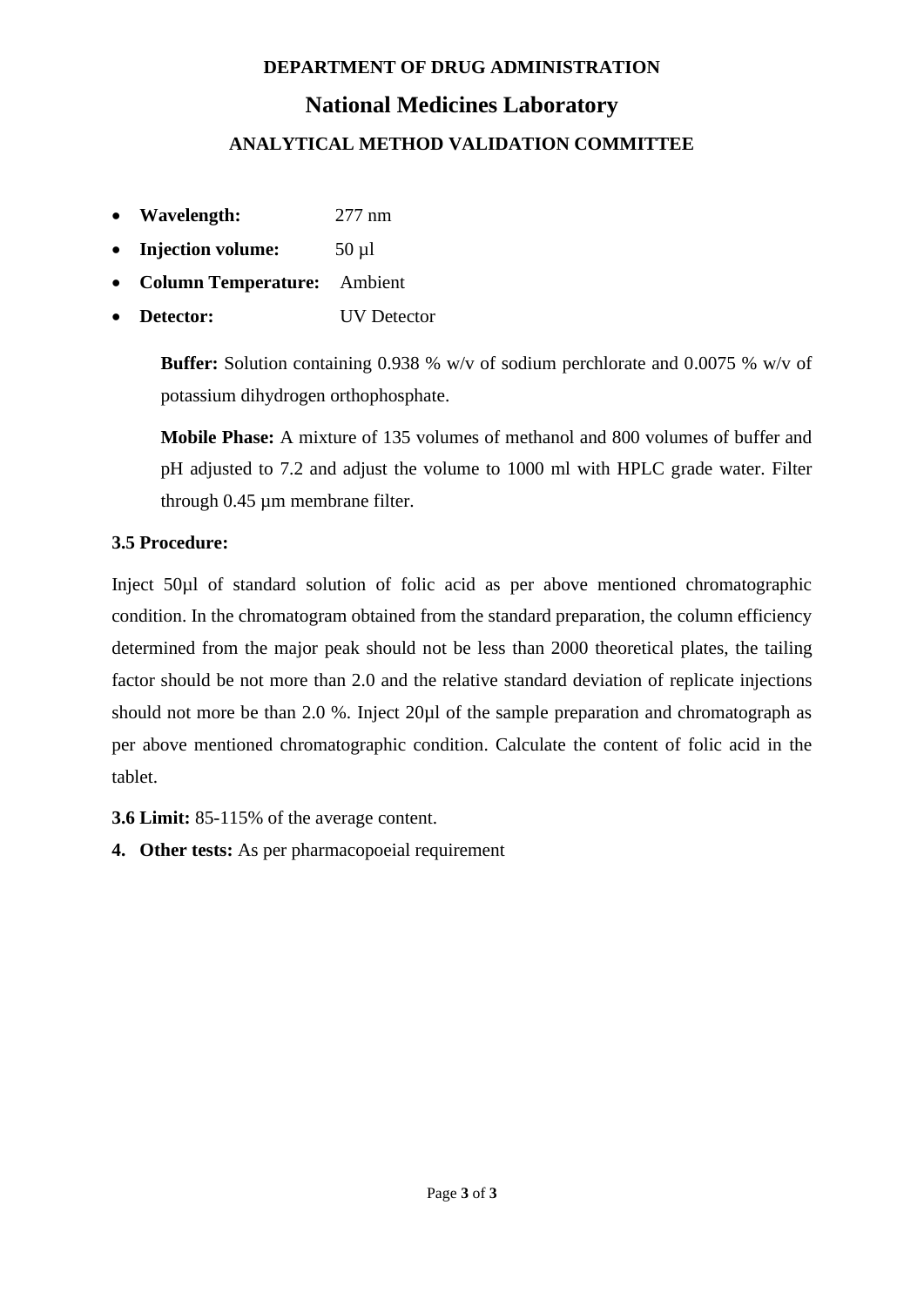**DEPARTMENT OF DRUG ADMINISTRATION**

**National Medicines Laboratory**

**ANALYTICAL METHOD VALIDATION COMMITTEE**

- **Wavelength:** 277 nm
- **Injection volume:** 50 µl
- **Column Temperature:** Ambient
- **Detector:** UV Detector

**Buffer:** Solution containing 0.938 % w/v of sodium perchlorate and 0.0075 % w/v of potassium dihydrogen orthophosphate.

**Mobile Phase:** A mixture of 135 volumes of methanol and 800 volumes of buffer and pH adjusted to 7.2 and adjust the volume to 1000 ml with HPLC grade water. Filter through 0.45 µm membrane filter.

**3.5 Procedure:**

Inject 50µl of standard solution of folic acid as per above mentioned chromatographic condition. In the chromatogram obtained from the standard preparation, the column efficiency determined from the major peak should not be less than 2000 theoretical plates, the tailing factor should be not more than 2.0 and the relative standard deviation of replicate injections should not more be than 2.0 %. Inject 20µl of the sample preparation and chromatograph as per above mentioned chromatographic condition. Calculate the content of folic acid in the tablet.

**3.6 Limit:** 85-115% of the average content.

**4. Other tests:** As per pharmacopoeial requirement